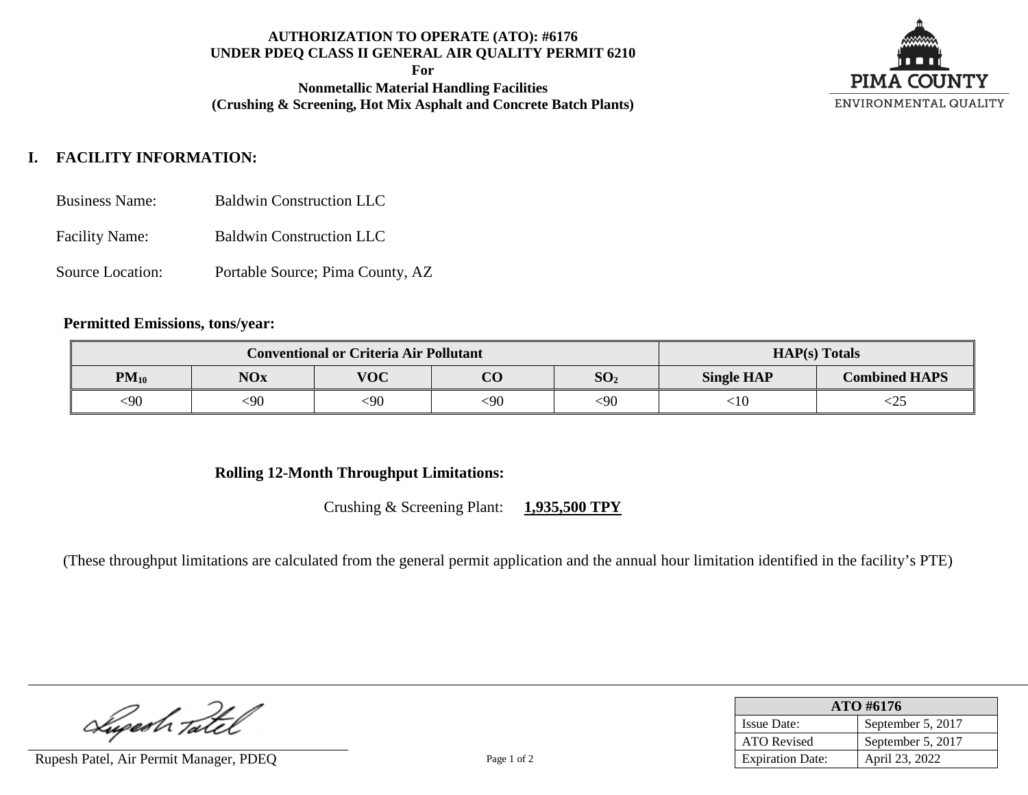**AUTHORIZATION TO OPERATE (ATO): #6176**
**UNDER PDEQ CLASS II GENERAL AIR QUALITY PERMIT 6210**
**For**
**Nonmetallic Material Handling Facilities**
**(Crushing & Screening, Hot Mix Asphalt and Concrete Batch Plants)**

PIMA COUNTY
ENVIRONMENTAL QUALITY

## I. FACILITY INFORMATION:

Business Name: Baldwin Construction LLC

Facility Name: Baldwin Construction LLC

Source Location: Portable Source; Pima County, AZ

**Permitted Emissions, tons/year:**

| Conventional or Criteria Air Pollutant | | | | | HAP(s) Totals | |
|---|---|---|---|---|---|---|
| $PM_{10}$ | NOx | VOC | CO | $SO_2$ | Single HAP | Combined HAPS |
| <90 | <90 | <90 | <90 | <90 | <10 | <25 |

**Rolling 12-Month Throughput Limitations:**

Crushing & Screening Plant: **1,935,500 TPY**

(These throughput limitations are calculated from the general permit application and the annual hour limitation identified in the facility's PTE)

Rupesh Patel, Air Permit Manager, PDEQ

| ATO #6176 | |
|---|---|
| Issue Date: | September 5, 2017 |
| ATO Revised | September 5, 2017 |
| Expiration Date: | April 23, 2022 |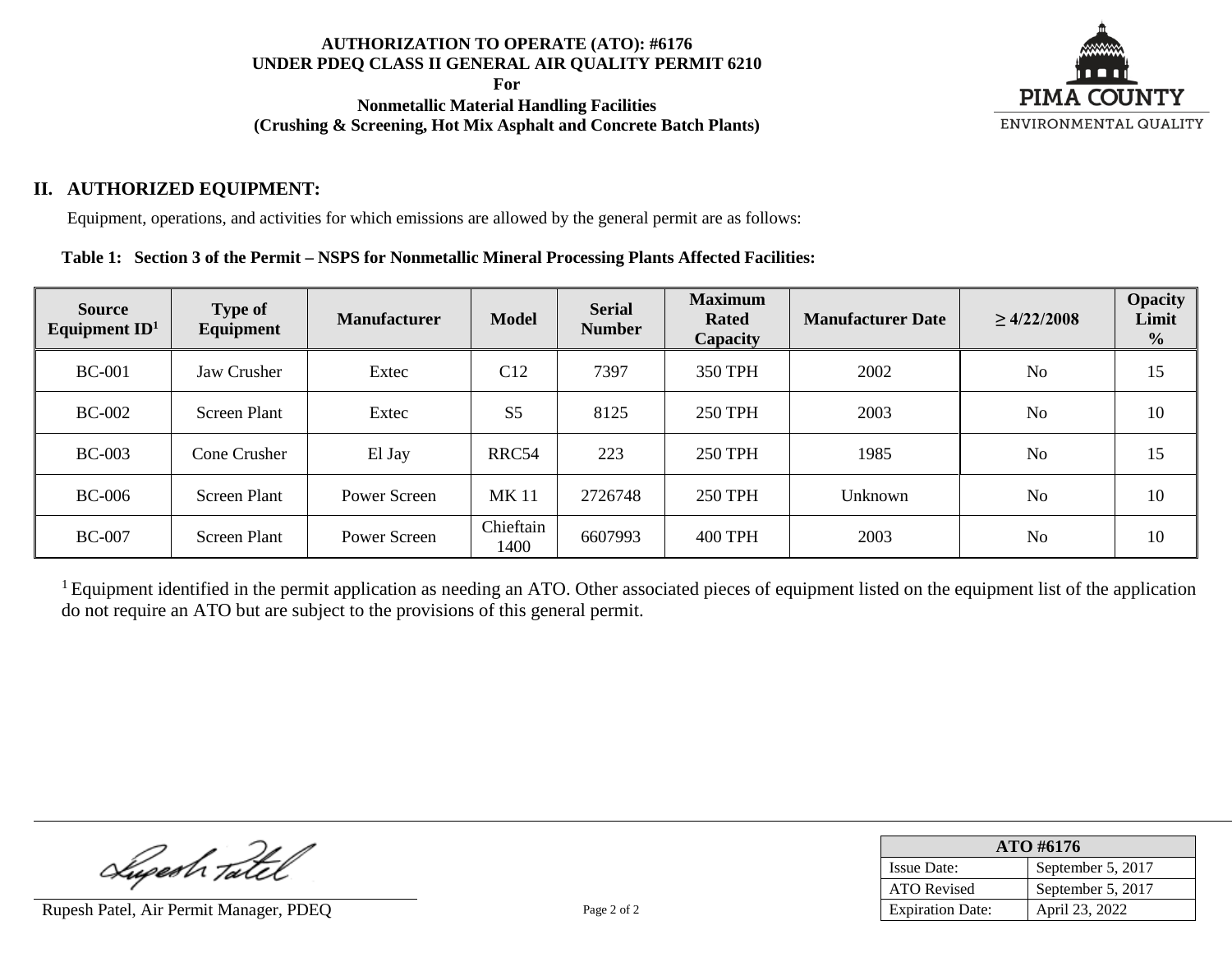**AUTHORIZATION TO OPERATE (ATO): #6176**
**UNDER PDEQ CLASS II GENERAL AIR QUALITY PERMIT 6210**
**For**
**Nonmetallic Material Handling Facilities**
**(Crushing & Screening, Hot Mix Asphalt and Concrete Batch Plants)**

PIMA COUNTY
ENVIRONMENTAL QUALITY

## II. AUTHORIZED EQUIPMENT:

Equipment, operations, and activities for which emissions are allowed by the general permit are as follows:

**Table 1: Section 3 of the Permit – NSPS for Nonmetallic Mineral Processing Plants Affected Facilities:**

| Source Equipment ID[1] | Type of Equipment | Manufacturer | Model | Serial Number | Maximum Rated Capacity | Manufacturer Date | ≥ 4/22/2008 | Opacity Limit % |
|---|---|---|---|---|---|---|---|---|
| BC-001 | Jaw Crusher | Extec | C12 | 7397 | 350 TPH | 2002 | No | 15 |
| BC-002 | Screen Plant | Extec | S5 | 8125 | 250 TPH | 2003 | No | 10 |
| BC-003 | Cone Crusher | El Jay | RRC54 | 223 | 250 TPH | 1985 | No | 15 |
| BC-006 | Screen Plant | Power Screen | MK 11 | 2726748 | 250 TPH | Unknown | No | 10 |
| BC-007 | Screen Plant | Power Screen | Chieftain 1400 | 6607993 | 400 TPH | 2003 | No | 10 |

[1] Equipment identified in the permit application as needing an ATO. Other associated pieces of equipment listed on the equipment list of the application do not require an ATO but are subject to the provisions of this general permit.

Rupesh Patel, Air Permit Manager, PDEQ

| ATO #6176 | |
|---|---|
| Issue Date: | September 5, 2017 |
| ATO Revised | September 5, 2017 |
| Expiration Date: | April 23, 2022 |